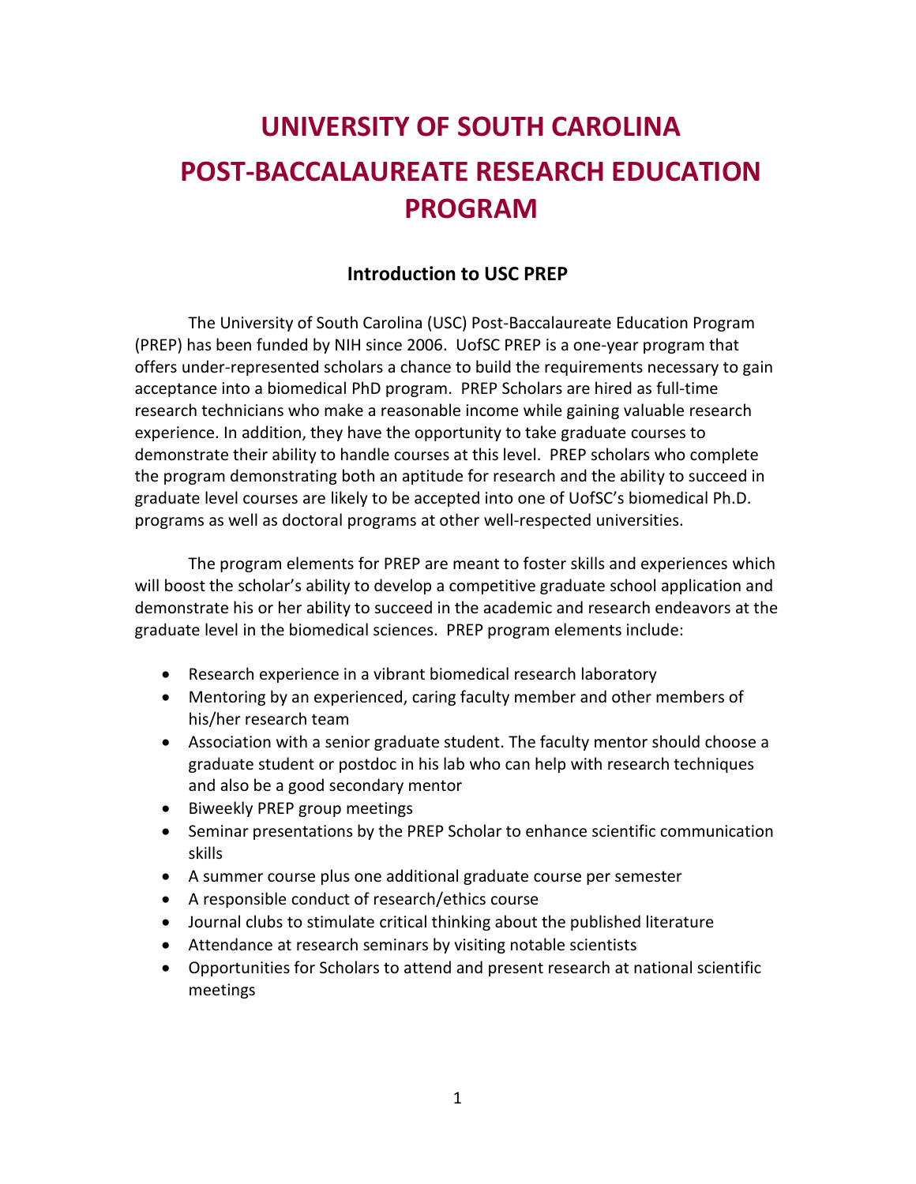# UNIVERSITY OF SOUTH CAROLINA POST-BACCALAUREATE RESEARCH EDUCATION PROGRAM

## Introduction to USC PREP

The University of South Carolina (USC) Post-Baccalaureate Education Program (PREP) has been funded by NIH since 2006. UofSC PREP is a one-year program that offers under-represented scholars a chance to build the requirements necessary to gain acceptance into a biomedical PhD program. PREP Scholars are hired as full-time research technicians who make a reasonable income while gaining valuable research experience. In addition, they have the opportunity to take graduate courses to demonstrate their ability to handle courses at this level. PREP scholars who complete the program demonstrating both an aptitude for research and the ability to succeed in graduate level courses are likely to be accepted into one of UofSC's biomedical Ph.D. programs as well as doctoral programs at other well-respected universities.

The program elements for PREP are meant to foster skills and experiences which will boost the scholar's ability to develop a competitive graduate school application and demonstrate his or her ability to succeed in the academic and research endeavors at the graduate level in the biomedical sciences. PREP program elements include:

- Research experience in a vibrant biomedical research laboratory
- Mentoring by an experienced, caring faculty member and other members of his/her research team
- Association with a senior graduate student. The faculty mentor should choose a graduate student or postdoc in his lab who can help with research techniques and also be a good secondary mentor
- Biweekly PREP group meetings
- Seminar presentations by the PREP Scholar to enhance scientific communication skills
- A summer course plus one additional graduate course per semester
- A responsible conduct of research/ethics course
- Journal clubs to stimulate critical thinking about the published literature
- Attendance at research seminars by visiting notable scientists
- Opportunities for Scholars to attend and present research at national scientific meetings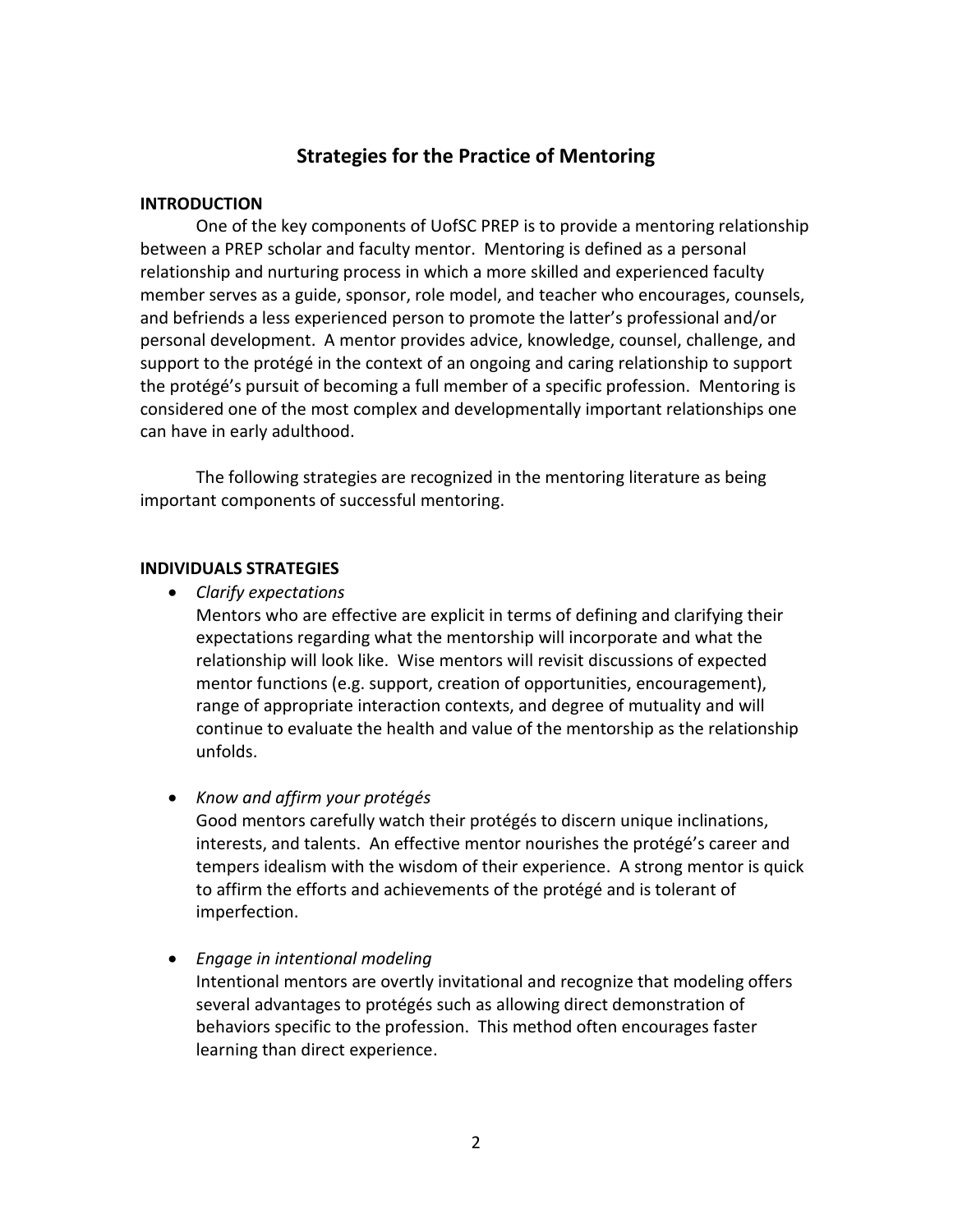# Strategies for the Practice of Mentoring

## INTRODUCTION

One of the key components of UofSC PREP is to provide a mentoring relationship between a PREP scholar and faculty mentor. Mentoring is defined as a personal relationship and nurturing process in which a more skilled and experienced faculty member serves as a guide, sponsor, role model, and teacher who encourages, counsels, and befriends a less experienced person to promote the latter's professional and/or personal development. A mentor provides advice, knowledge, counsel, challenge, and support to the protégé in the context of an ongoing and caring relationship to support the protégé's pursuit of becoming a full member of a specific profession. Mentoring is considered one of the most complex and developmentally important relationships one can have in early adulthood.

The following strategies are recognized in the mentoring literature as being important components of successful mentoring.

## INDIVIDUALS STRATEGIES

- *Clarify expectations*
  Mentors who are effective are explicit in terms of defining and clarifying their expectations regarding what the mentorship will incorporate and what the relationship will look like. Wise mentors will revisit discussions of expected mentor functions (e.g. support, creation of opportunities, encouragement), range of appropriate interaction contexts, and degree of mutuality and will continue to evaluate the health and value of the mentorship as the relationship unfolds.

- *Know and affirm your protégés*
  Good mentors carefully watch their protégés to discern unique inclinations, interests, and talents. An effective mentor nourishes the protégé's career and tempers idealism with the wisdom of their experience. A strong mentor is quick to affirm the efforts and achievements of the protégé and is tolerant of imperfection.

- *Engage in intentional modeling*
  Intentional mentors are overtly invitational and recognize that modeling offers several advantages to protégés such as allowing direct demonstration of behaviors specific to the profession. This method often encourages faster learning than direct experience.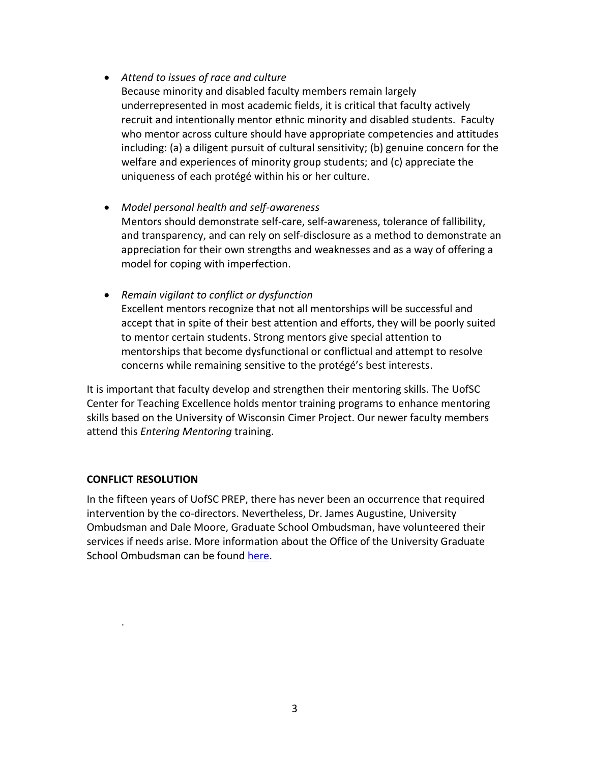- *Attend to issues of race and culture*
  Because minority and disabled faculty members remain largely underrepresented in most academic fields, it is critical that faculty actively recruit and intentionally mentor ethnic minority and disabled students. Faculty who mentor across culture should have appropriate competencies and attitudes including: (a) a diligent pursuit of cultural sensitivity; (b) genuine concern for the welfare and experiences of minority group students; and (c) appreciate the uniqueness of each protégé within his or her culture.

- *Model personal health and self-awareness*
  Mentors should demonstrate self-care, self-awareness, tolerance of fallibility, and transparency, and can rely on self-disclosure as a method to demonstrate an appreciation for their own strengths and weaknesses and as a way of offering a model for coping with imperfection.

- *Remain vigilant to conflict or dysfunction*
  Excellent mentors recognize that not all mentorships will be successful and accept that in spite of their best attention and efforts, they will be poorly suited to mentor certain students. Strong mentors give special attention to mentorships that become dysfunctional or conflictual and attempt to resolve concerns while remaining sensitive to the protégé's best interests.

It is important that faculty develop and strengthen their mentoring skills. The UofSC Center for Teaching Excellence holds mentor training programs to enhance mentoring skills based on the University of Wisconsin Cimer Project. Our newer faculty members attend this *Entering Mentoring* training.

**CONFLICT RESOLUTION**

In the fifteen years of UofSC PREP, there has never been an occurrence that required intervention by the co-directors. Nevertheless, Dr. James Augustine, University Ombudsman and Dale Moore, Graduate School Ombudsman, have volunteered their services if needs arise. More information about the Office of the University Graduate School Ombudsman can be found here.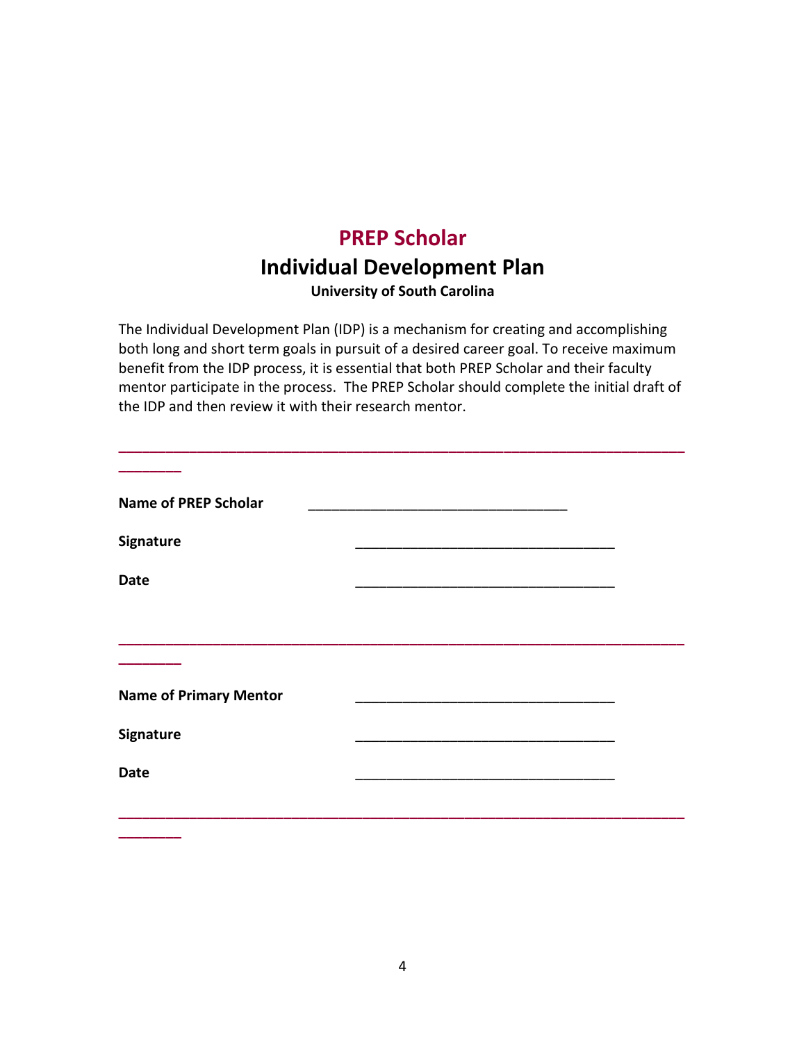# PREP Scholar

## Individual Development Plan

### University of South Carolina

The Individual Development Plan (IDP) is a mechanism for creating and accomplishing both long and short term goals in pursuit of a desired career goal. To receive maximum benefit from the IDP process, it is essential that both PREP Scholar and their faculty mentor participate in the process. The PREP Scholar should complete the initial draft of the IDP and then review it with their research mentor.

---

**Name of PREP Scholar** ________________________________

**Signature** ________________________________

**Date** ________________________________

---

**Name of Primary Mentor** ________________________________

**Signature** ________________________________

**Date** ________________________________

---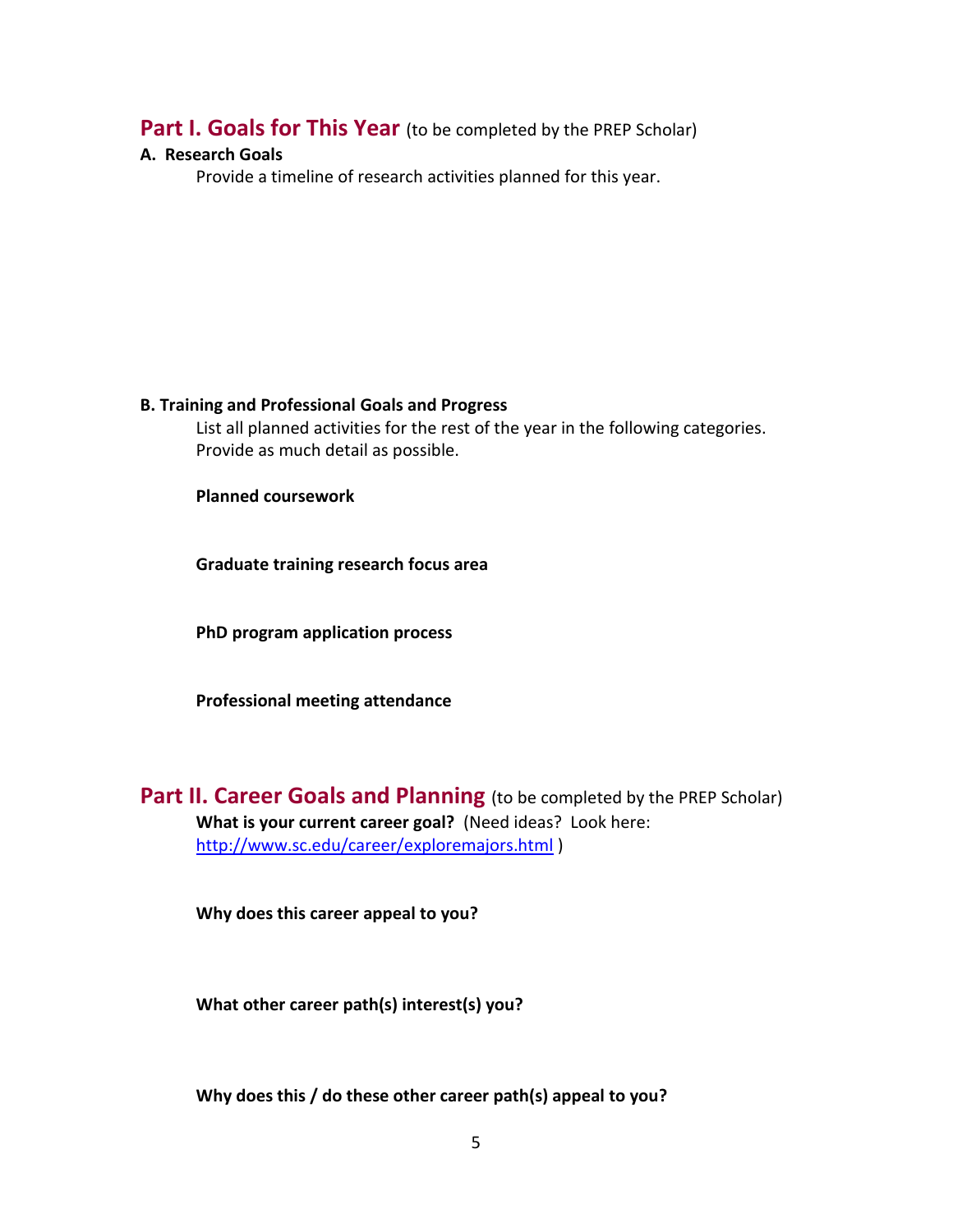## Part I. Goals for This Year (to be completed by the PREP Scholar)

**A. Research Goals**

Provide a timeline of research activities planned for this year.

**B. Training and Professional Goals and Progress**

List all planned activities for the rest of the year in the following categories. Provide as much detail as possible.

**Planned coursework**

**Graduate training research focus area**

**PhD program application process**

**Professional meeting attendance**

## Part II. Career Goals and Planning (to be completed by the PREP Scholar)

**What is your current career goal?** (Need ideas? Look here: [http://www.sc.edu/career/exploremajors.html](http://www.sc.edu/career/exploremajors.html) )

**Why does this career appeal to you?**

**What other career path(s) interest(s) you?**

**Why does this / do these other career path(s) appeal to you?**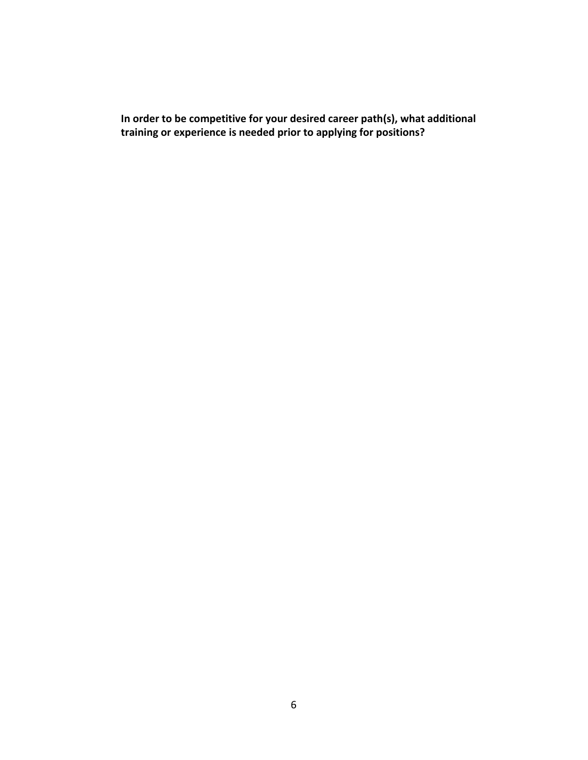**In order to be competitive for your desired career path(s), what additional training or experience is needed prior to applying for positions?**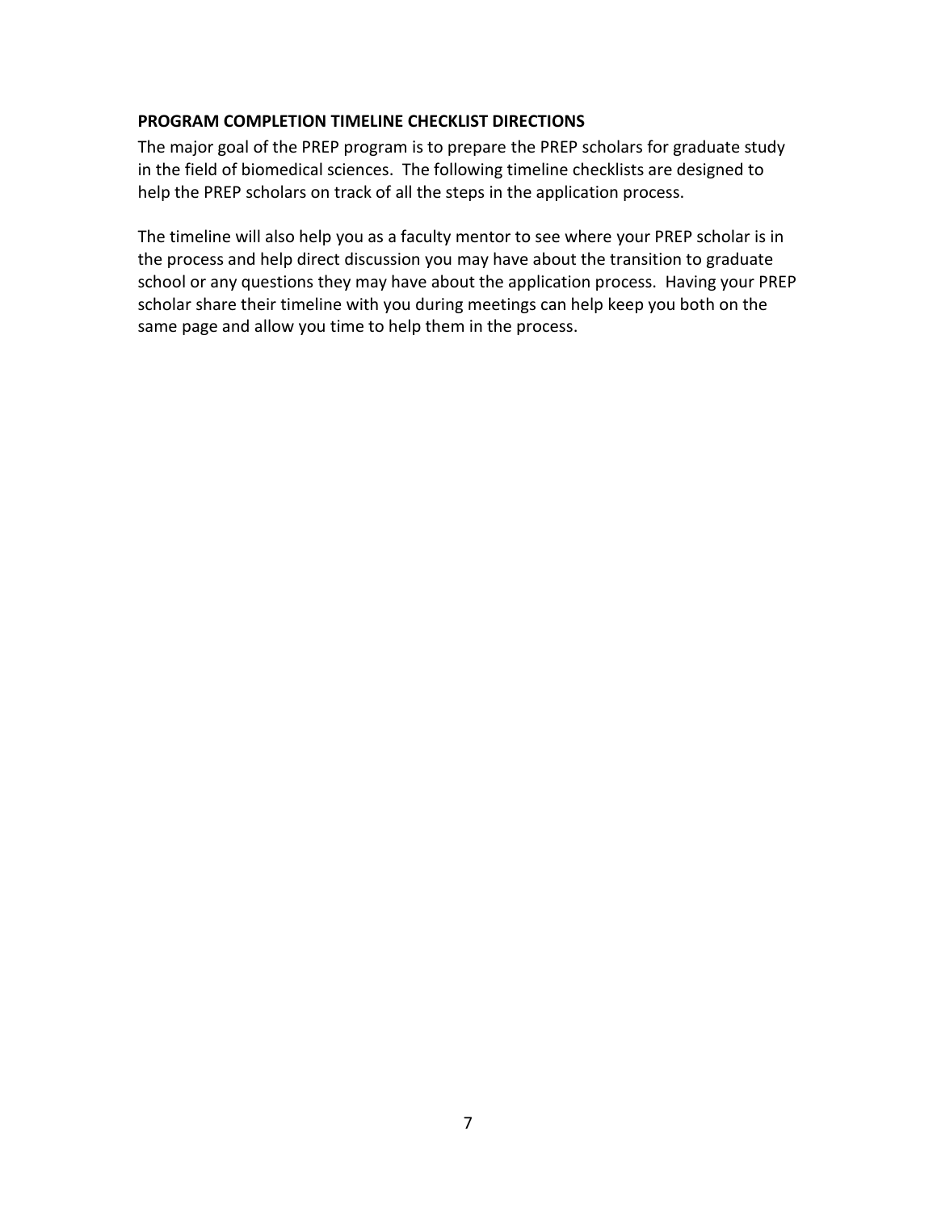**PROGRAM COMPLETION TIMELINE CHECKLIST DIRECTIONS**

The major goal of the PREP program is to prepare the PREP scholars for graduate study in the field of biomedical sciences. The following timeline checklists are designed to help the PREP scholars on track of all the steps in the application process.

The timeline will also help you as a faculty mentor to see where your PREP scholar is in the process and help direct discussion you may have about the transition to graduate school or any questions they may have about the application process. Having your PREP scholar share their timeline with you during meetings can help keep you both on the same page and allow you time to help them in the process.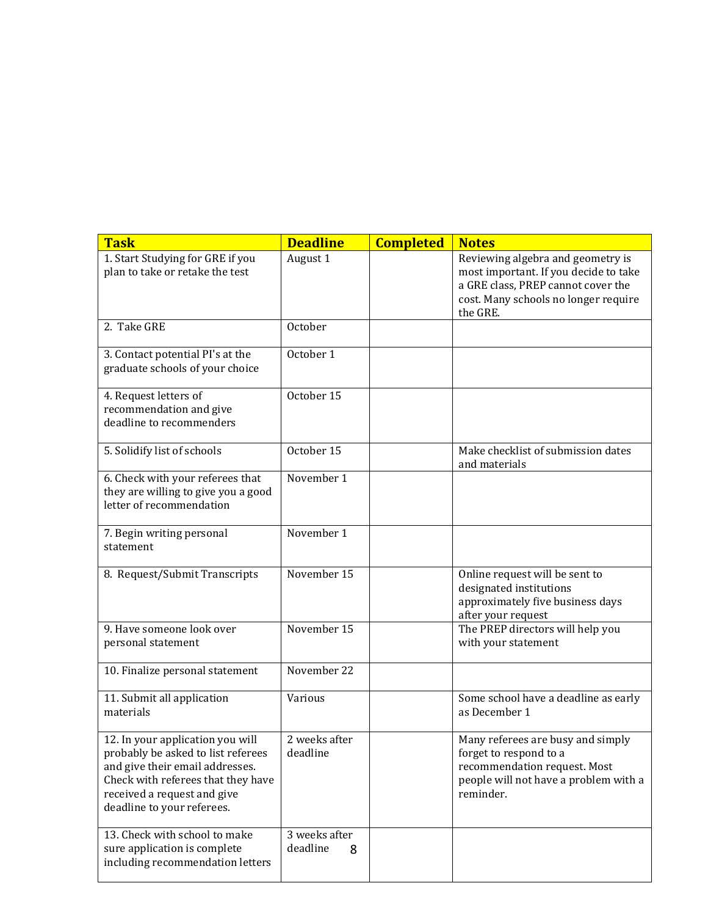| Task | Deadline | Completed | Notes |
| --- | --- | --- | --- |
| 1. Start Studying for GRE if you plan to take or retake the test | August 1 | | Reviewing algebra and geometry is most important. If you decide to take a GRE class, PREP cannot cover the cost. Many schools no longer require the GRE. |
| 2. Take GRE | October | | |
| 3. Contact potential PI's at the graduate schools of your choice | October 1 | | |
| 4. Request letters of recommendation and give deadline to recommenders | October 15 | | |
| 5. Solidify list of schools | October 15 | | Make checklist of submission dates and materials |
| 6. Check with your referees that they are willing to give you a good letter of recommendation | November 1 | | |
| 7. Begin writing personal statement | November 1 | | |
| 8. Request/Submit Transcripts | November 15 | | Online request will be sent to designated institutions approximately five business days after your request |
| 9. Have someone look over personal statement | November 15 | | The PREP directors will help you with your statement |
| 10. Finalize personal statement | November 22 | | |
| 11. Submit all application materials | Various | | Some school have a deadline as early as December 1 |
| 12. In your application you will probably be asked to list referees and give their email addresses. Check with referees that they have received a request and give deadline to your referees. | 2 weeks after deadline | | Many referees are busy and simply forget to respond to a recommendation request. Most people will not have a problem with a reminder. |
| 13. Check with school to make sure application is complete including recommendation letters | 3 weeks after deadline | | |